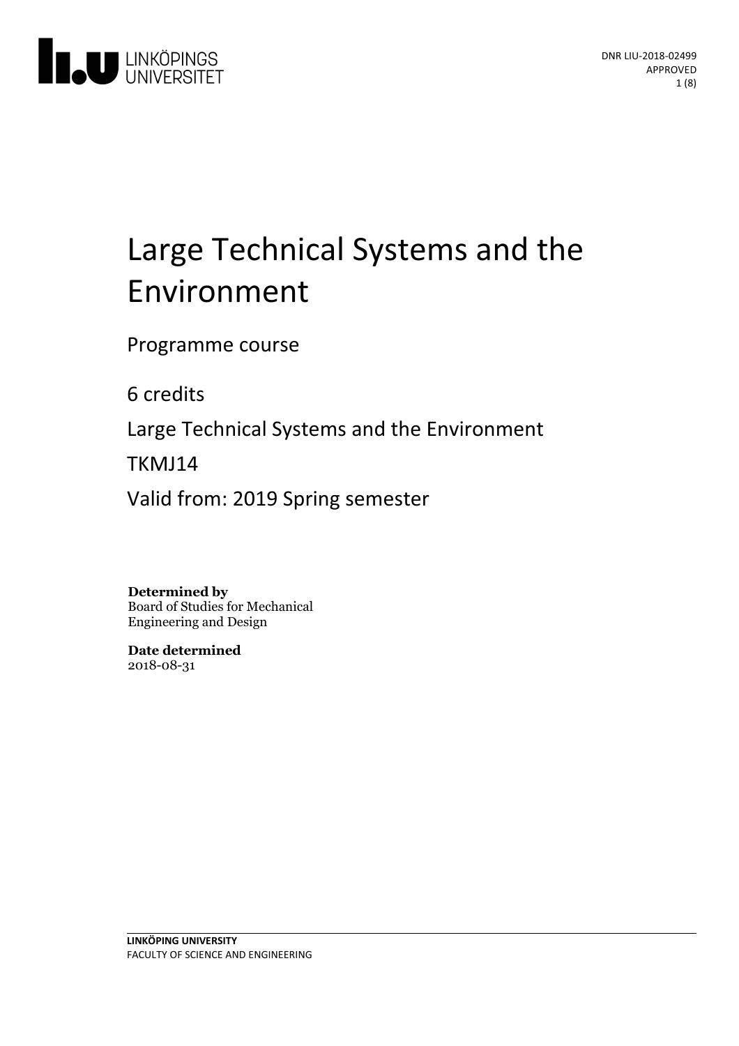DNR LIU-2018-02499
APPROVED

# Large Technical Systems and the Environment

Programme course

6 credits

Large Technical Systems and the Environment

TKMJ14

Valid from: 2019 Spring semester

**Determined by**
Board of Studies for Mechanical Engineering and Design

**Date determined**
2018-08-31

**LINKÖPING UNIVERSITY**
FACULTY OF SCIENCE AND ENGINEERING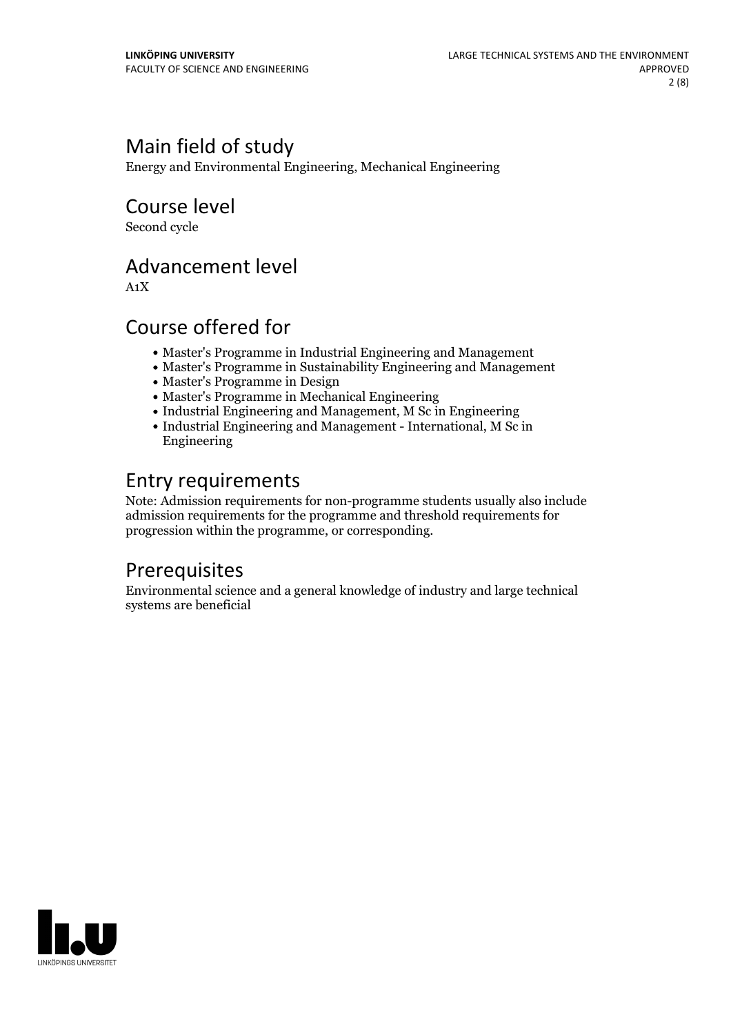## Main field of study

Energy and Environmental Engineering, Mechanical Engineering

## Course level

Second cycle

## Advancement level

A1X

## Course offered for

- Master's Programme in Industrial Engineering and Management
- Master's Programme in Sustainability Engineering and Management
- Master's Programme in Design
- Master's Programme in Mechanical Engineering
- Industrial Engineering and Management, M Sc in Engineering
- Industrial Engineering and Management - International, M Sc in Engineering

## Entry requirements

Note: Admission requirements for non-programme students usually also include admission requirements for the programme and threshold requirements for progression within the programme, or corresponding.

## Prerequisites

Environmental science and a general knowledge of industry and large technical systems are beneficial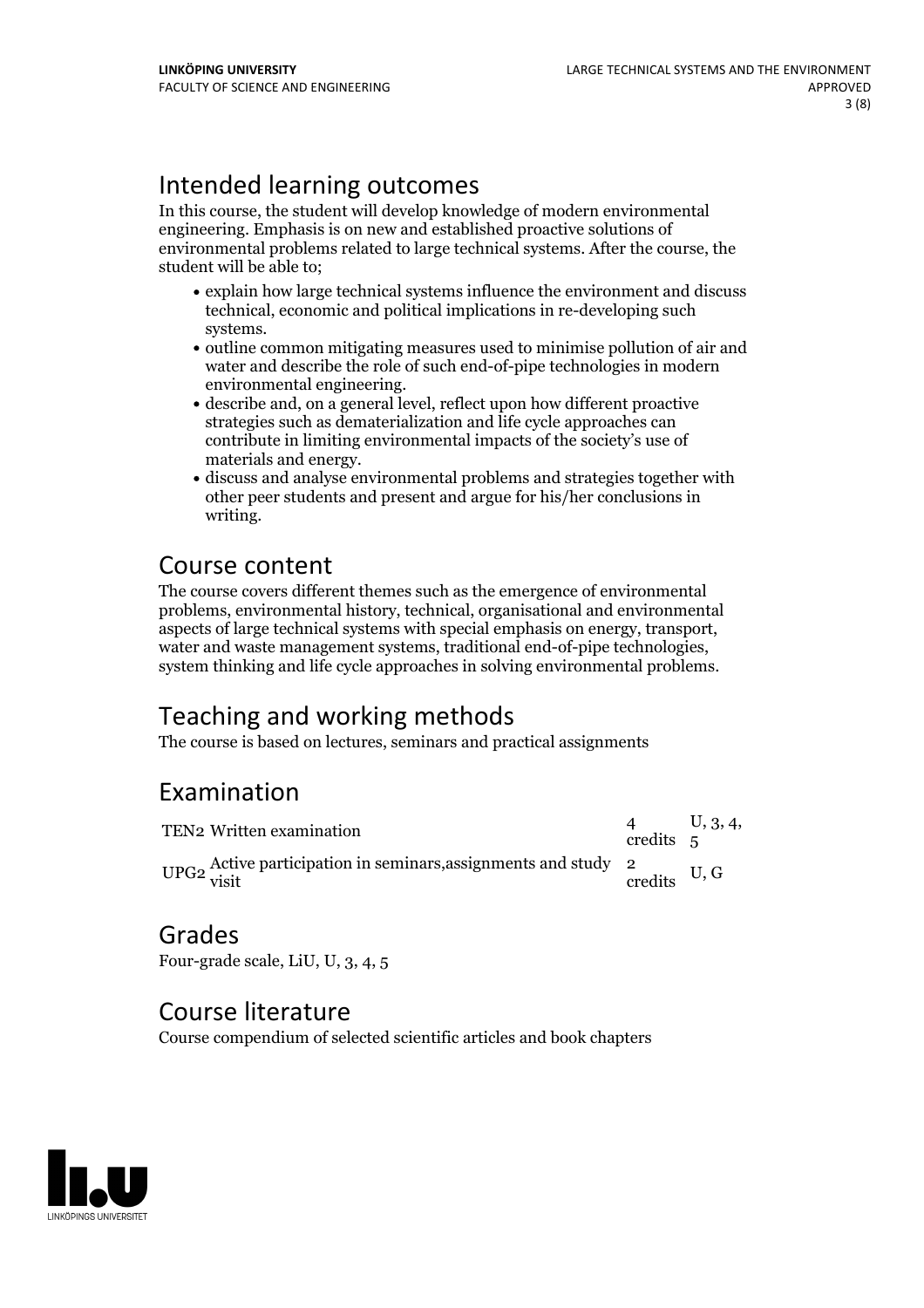## Intended learning outcomes

In this course, the student will develop knowledge of modern environmental engineering. Emphasis is on new and established proactive solutions of environmental problems related to large technical systems. After the course, the student will be able to;

- explain how large technical systems influence the environment and discuss technical, economic and political implications in re-developing such systems.
- outline common mitigating measures used to minimise pollution of air and water and describe the role of such end-of-pipe technologies in modern environmental engineering.
- describe and, on a general level, reflect upon how different proactive strategies such as dematerialization and life cycle approaches can contribute in limiting environmental impacts of the society's use of materials and energy.
- discuss and analyse environmental problems and strategies together with other peer students and present and argue for his/her conclusions in writing.

## Course content

The course covers different themes such as the emergence of environmental problems, environmental history, technical, organisational and environmental aspects of large technical systems with special emphasis on energy, transport, water and waste management systems, traditional end-of-pipe technologies, system thinking and life cycle approaches in solving environmental problems.

## Teaching and working methods

The course is based on lectures, seminars and practical assignments

## Examination

| | | | |
|---|---|---|---|
| TEN2 | Written examination | 4 credits | U, 3, 4, 5 |
| UPG2 | Active participation in seminars,assignments and study visit | 2 credits | U, G |

## Grades

Four-grade scale, LiU, U, 3, 4, 5

## Course literature

Course compendium of selected scientific articles and book chapters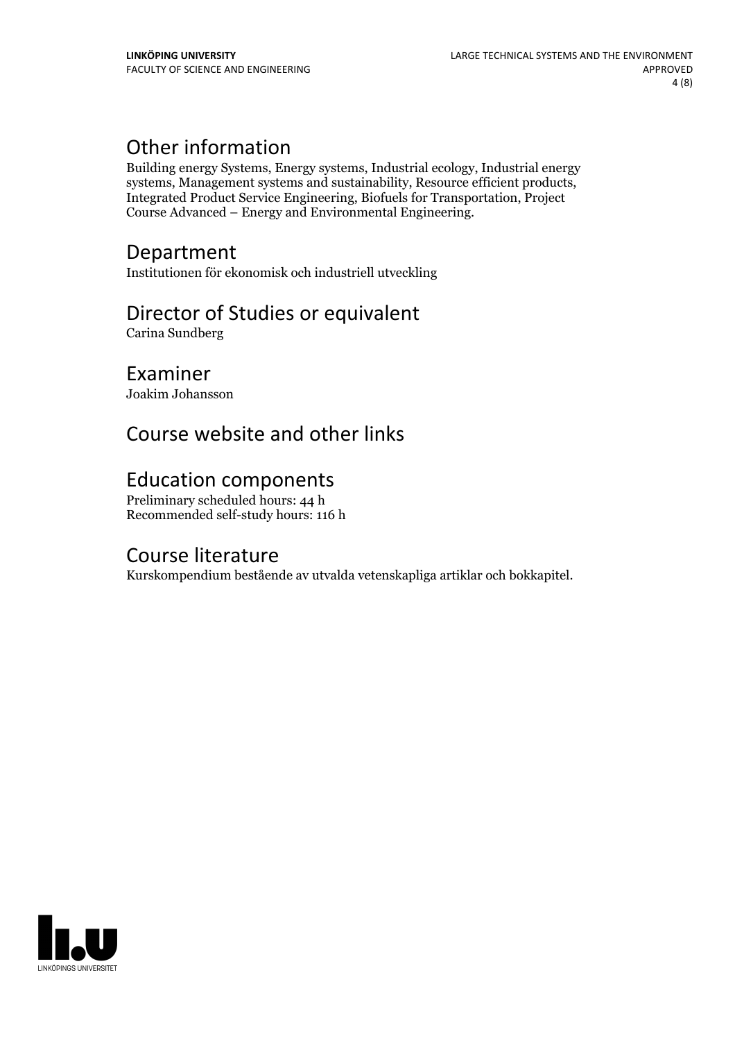## Other information

Building energy Systems, Energy systems, Industrial ecology, Industrial energy systems, Management systems and sustainability, Resource efficient products, Integrated Product Service Engineering, Biofuels for Transportation, Project Course Advanced – Energy and Environmental Engineering.

## Department

Institutionen för ekonomisk och industriell utveckling

## Director of Studies or equivalent

Carina Sundberg

## Examiner

Joakim Johansson

## Course website and other links

## Education components

Preliminary scheduled hours: 44 h
Recommended self-study hours: 116 h

## Course literature

Kurskompendium bestående av utvalda vetenskapliga artiklar och bokkapitel.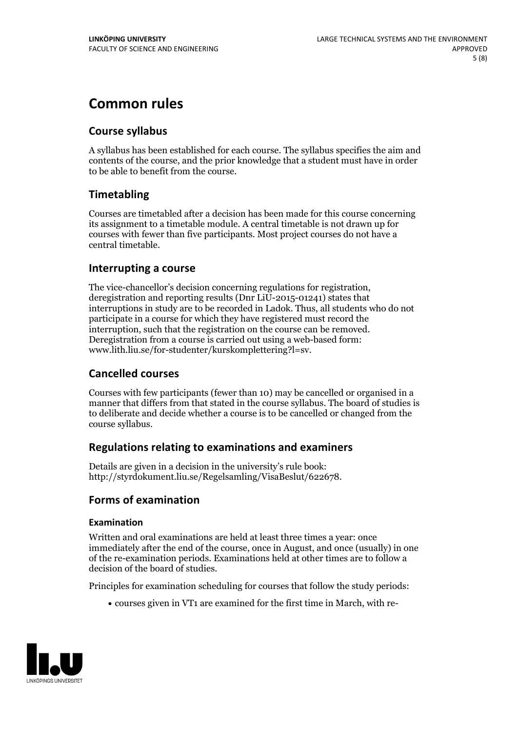# Common rules

## Course syllabus

A syllabus has been established for each course. The syllabus specifies the aim and contents of the course, and the prior knowledge that a student must have in order to be able to benefit from the course.

## Timetabling

Courses are timetabled after a decision has been made for this course concerning its assignment to a timetable module. A central timetable is not drawn up for courses with fewer than five participants. Most project courses do not have a central timetable.

## Interrupting a course

The vice-chancellor's decision concerning regulations for registration, deregistration and reporting results (Dnr LiU-2015-01241) states that interruptions in study are to be recorded in Ladok. Thus, all students who do not participate in a course for which they have registered must record the interruption, such that the registration on the course can be removed. Deregistration from a course is carried out using a web-based form: www.lith.liu.se/for-studenter/kurskomplettering?l=sv.

## Cancelled courses

Courses with few participants (fewer than 10) may be cancelled or organised in a manner that differs from that stated in the course syllabus. The board of studies is to deliberate and decide whether a course is to be cancelled or changed from the course syllabus.

## Regulations relating to examinations and examiners

Details are given in a decision in the university's rule book: http://styrdokument.liu.se/Regelsamling/VisaBeslut/622678.

## Forms of examination

### Examination

Written and oral examinations are held at least three times a year: once immediately after the end of the course, once in August, and once (usually) in one of the re-examination periods. Examinations held at other times are to follow a decision of the board of studies.

Principles for examination scheduling for courses that follow the study periods:

- courses given in VT1 are examined for the first time in March, with re-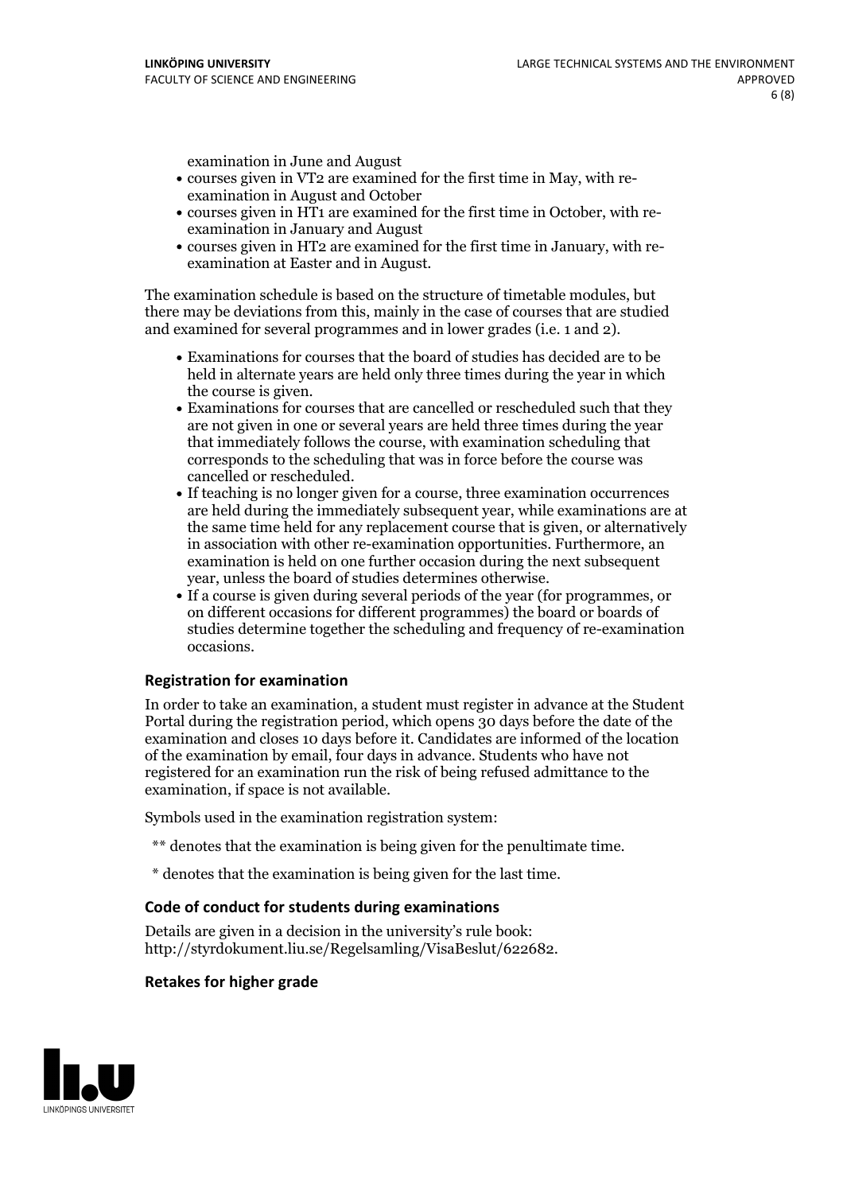examination in June and August
- courses given in VT2 are examined for the first time in May, with re-examination in August and October
- courses given in HT1 are examined for the first time in October, with re-examination in January and August
- courses given in HT2 are examined for the first time in January, with re-examination at Easter and in August.

The examination schedule is based on the structure of timetable modules, but there may be deviations from this, mainly in the case of courses that are studied and examined for several programmes and in lower grades (i.e. 1 and 2).

- Examinations for courses that the board of studies has decided are to be held in alternate years are held only three times during the year in which the course is given.
- Examinations for courses that are cancelled or rescheduled such that they are not given in one or several years are held three times during the year that immediately follows the course, with examination scheduling that corresponds to the scheduling that was in force before the course was cancelled or rescheduled.
- If teaching is no longer given for a course, three examination occurrences are held during the immediately subsequent year, while examinations are at the same time held for any replacement course that is given, or alternatively in association with other re-examination opportunities. Furthermore, an examination is held on one further occasion during the next subsequent year, unless the board of studies determines otherwise.
- If a course is given during several periods of the year (for programmes, or on different occasions for different programmes) the board or boards of studies determine together the scheduling and frequency of re-examination occasions.

### Registration for examination

In order to take an examination, a student must register in advance at the Student Portal during the registration period, which opens 30 days before the date of the examination and closes 10 days before it. Candidates are informed of the location of the examination by email, four days in advance. Students who have not registered for an examination run the risk of being refused admittance to the examination, if space is not available.

Symbols used in the examination registration system:

** denotes that the examination is being given for the penultimate time.

* denotes that the examination is being given for the last time.

### Code of conduct for students during examinations

Details are given in a decision in the university's rule book: http://styrdokument.liu.se/Regelsamling/VisaBeslut/622682.

### Retakes for higher grade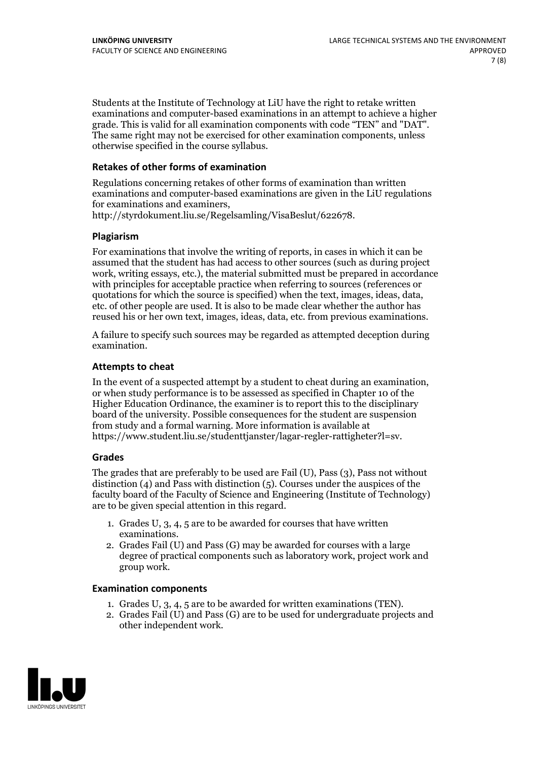Students at the Institute of Technology at LiU have the right to retake written examinations and computer-based examinations in an attempt to achieve a higher grade. This is valid for all examination components with code "TEN" and "DAT". The same right may not be exercised for other examination components, unless otherwise specified in the course syllabus.

### Retakes of other forms of examination

Regulations concerning retakes of other forms of examination than written examinations and computer-based examinations are given in the LiU regulations for examinations and examiners, http://styrdokument.liu.se/Regelsamling/VisaBeslut/622678.

### Plagiarism

For examinations that involve the writing of reports, in cases in which it can be assumed that the student has had access to other sources (such as during project work, writing essays, etc.), the material submitted must be prepared in accordance with principles for acceptable practice when referring to sources (references or quotations for which the source is specified) when the text, images, ideas, data, etc. of other people are used. It is also to be made clear whether the author has reused his or her own text, images, ideas, data, etc. from previous examinations.

A failure to specify such sources may be regarded as attempted deception during examination.

### Attempts to cheat

In the event of a suspected attempt by a student to cheat during an examination, or when study performance is to be assessed as specified in Chapter 10 of the Higher Education Ordinance, the examiner is to report this to the disciplinary board of the university. Possible consequences for the student are suspension from study and a formal warning. More information is available at https://www.student.liu.se/studenttjanster/lagar-regler-rattigheter?l=sv.

### Grades

The grades that are preferably to be used are Fail (U), Pass (3), Pass not without distinction (4) and Pass with distinction (5). Courses under the auspices of the faculty board of the Faculty of Science and Engineering (Institute of Technology) are to be given special attention in this regard.

1. Grades U, 3, 4, 5 are to be awarded for courses that have written examinations.
2. Grades Fail (U) and Pass (G) may be awarded for courses with a large degree of practical components such as laboratory work, project work and group work.

### Examination components

1. Grades U, 3, 4, 5 are to be awarded for written examinations (TEN).
2. Grades Fail (U) and Pass (G) are to be used for undergraduate projects and other independent work.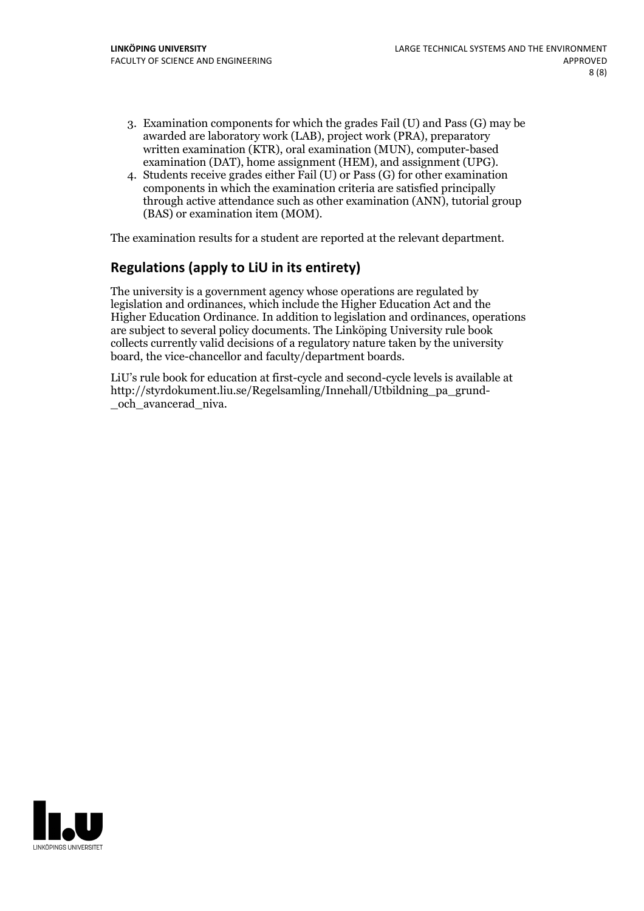3. Examination components for which the grades Fail (U) and Pass (G) may be awarded are laboratory work (LAB), project work (PRA), preparatory written examination (KTR), oral examination (MUN), computer-based examination (DAT), home assignment (HEM), and assignment (UPG).
4. Students receive grades either Fail (U) or Pass (G) for other examination components in which the examination criteria are satisfied principally through active attendance such as other examination (ANN), tutorial group (BAS) or examination item (MOM).

The examination results for a student are reported at the relevant department.

## Regulations (apply to LiU in its entirety)

The university is a government agency whose operations are regulated by legislation and ordinances, which include the Higher Education Act and the Higher Education Ordinance. In addition to legislation and ordinances, operations are subject to several policy documents. The Linköping University rule book collects currently valid decisions of a regulatory nature taken by the university board, the vice-chancellor and faculty/department boards.

LiU's rule book for education at first-cycle and second-cycle levels is available at http://styrdokument.liu.se/Regelsamling/Innehall/Utbildning_pa_grund-_och_avancerad_niva.